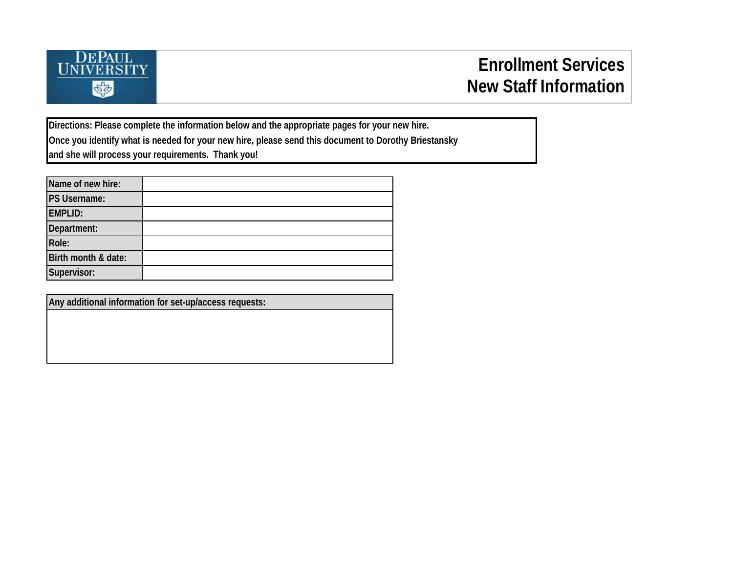DePaul University

# Enrollment Services
# New Staff Information

**Directions: Please complete the information below and the appropriate pages for your new hire.
Once you identify what is needed for your new hire, please send this document to Dorothy Briestansky
and she will process your requirements. Thank you!**

| | |
|---|---|
| **Name of new hire:** | |
| **PS Username:** | |
| **EMPLID:** | |
| **Department:** | |
| **Role:** | |
| **Birth month & date:** | |
| **Supervisor:** | |

| **Any additional information for set-up/access requests:** |
|---|
| |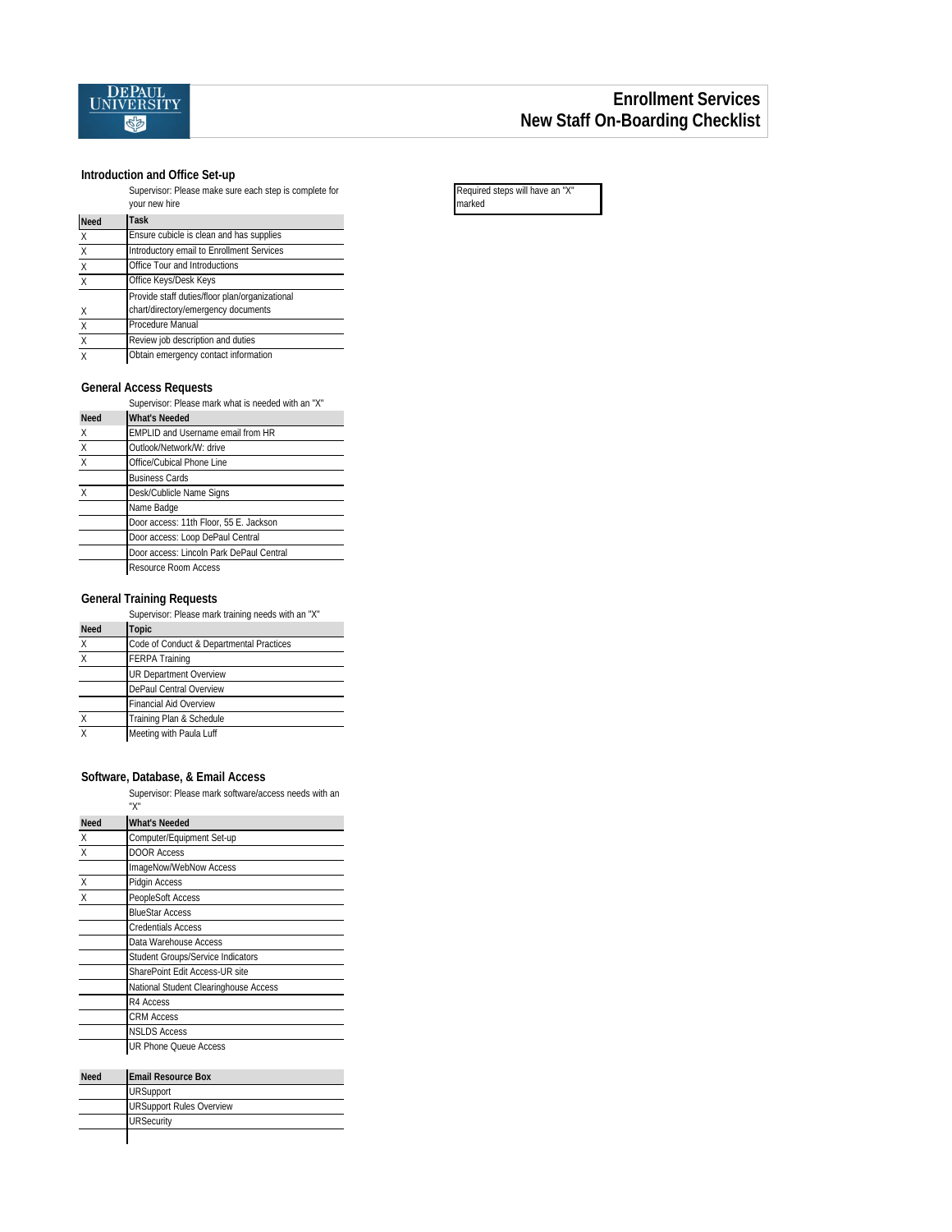DEPAUL UNIVERSITY

# Enrollment Services
# New Staff On-Boarding Checklist

Required steps will have an "X" marked

## Introduction and Office Set-up

Supervisor: Please make sure each step is complete for your new hire

| Need | Task |
|---|---|
| X | Ensure cubicle is clean and has supplies |
| X | Introductory email to Enrollment Services |
| X | Office Tour and Introductions |
| X | Office Keys/Desk Keys |
| X | Provide staff duties/floor plan/organizational chart/directory/emergency documents |
| X | Procedure Manual |
| X | Review job description and duties |
| X | Obtain emergency contact information |

## General Access Requests

Supervisor: Please mark what is needed with an "X"

| Need | What's Needed |
|---|---|
| X | EMPLID and Username email from HR |
| X | Outlook/Network/W: drive |
| X | Office/Cubical Phone Line |
| | Business Cards |
| X | Desk/Cublicle Name Signs |
| | Name Badge |
| | Door access: 11th Floor, 55 E. Jackson |
| | Door access: Loop DePaul Central |
| | Door access: Lincoln Park DePaul Central |
| | Resource Room Access |

## General Training Requests

Supervisor: Please mark training needs with an "X"

| Need | Topic |
|---|---|
| X | Code of Conduct & Departmental Practices |
| X | FERPA Training |
| | UR Department Overview |
| | DePaul Central Overview |
| | Financial Aid Overview |
| X | Training Plan & Schedule |
| X | Meeting with Paula Luff |

## Software, Database, & Email Access

Supervisor: Please mark software/access needs with an "X"

| Need | What's Needed |
|---|---|
| X | Computer/Equipment Set-up |
| X | DOOR Access |
| | ImageNow/WebNow Access |
| X | Pidgin Access |
| X | PeopleSoft Access |
| | BlueStar Access |
| | Credentials Access |
| | Data Warehouse Access |
| | Student Groups/Service Indicators |
| | SharePoint Edit Access-UR site |
| | National Student Clearinghouse Access |
| | R4 Access |
| | CRM Access |
| | NSLDS Access |
| | UR Phone Queue Access |

| Need | Email Resource Box |
|---|---|
| | URSupport |
| | URSupport Rules Overview |
| | URSecurity |
| | |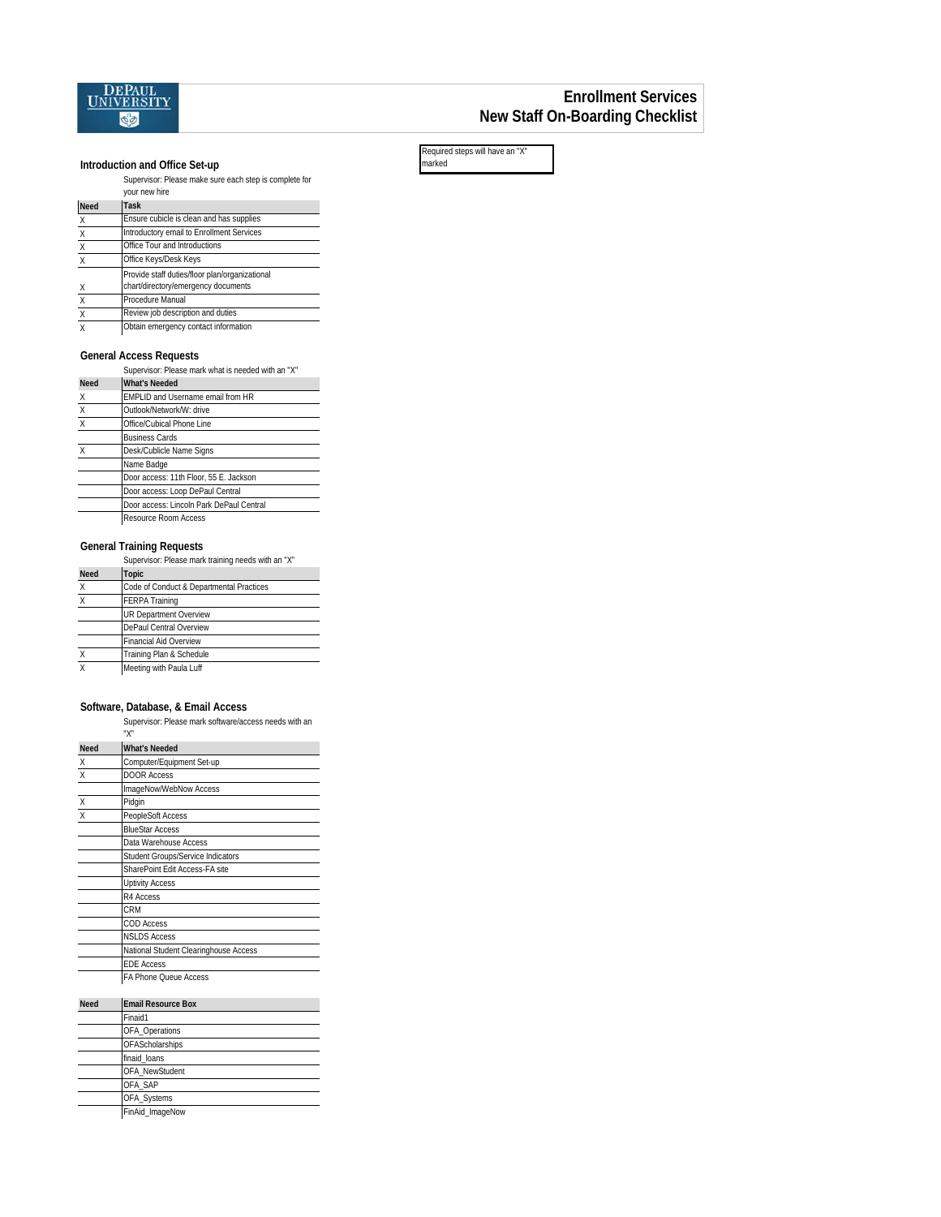DEPAUL UNIVERSITY

# Enrollment Services
# New Staff On-Boarding Checklist

Required steps will have an "X" marked

## Introduction and Office Set-up

Supervisor: Please make sure each step is complete for your new hire

| Need | Task |
|---|---|
| X | Ensure cubicle is clean and has supplies |
| X | Introductory email to Enrollment Services |
| X | Office Tour and Introductions |
| X | Office Keys/Desk Keys |
| X | Provide staff duties/floor plan/organizational chart/directory/emergency documents |
| X | Procedure Manual |
| X | Review job description and duties |
| X | Obtain emergency contact information |

## General Access Requests

Supervisor: Please mark what is needed with an "X"

| Need | What's Needed |
|---|---|
| X | EMPLID and Username email from HR |
| X | Outlook/Network/W: drive |
| X | Office/Cubical Phone Line |
| | Business Cards |
| X | Desk/Cublicle Name Signs |
| | Name Badge |
| | Door access: 11th Floor, 55 E. Jackson |
| | Door access: Loop DePaul Central |
| | Door access: Lincoln Park DePaul Central |
| | Resource Room Access |

## General Training Requests

Supervisor: Please mark training needs with an "X"

| Need | Topic |
|---|---|
| X | Code of Conduct & Departmental Practices |
| X | FERPA Training |
| | UR Department Overview |
| | DePaul Central Overview |
| | Financial Aid Overview |
| X | Training Plan & Schedule |
| X | Meeting with Paula Luff |

## Software, Database, & Email Access

Supervisor: Please mark software/access needs with an "X"

| Need | What's Needed |
|---|---|
| X | Computer/Equipment Set-up |
| X | DOOR Access |
| | ImageNow/WebNow Access |
| X | Pidgin |
| X | PeopleSoft Access |
| | BlueStar Access |
| | Data Warehouse Access |
| | Student Groups/Service Indicators |
| | SharePoint Edit Access-FA site |
| | Uptivity Access |
| | R4 Access |
| | CRM |
| | COD Access |
| | NSLDS Access |
| | National Student Clearinghouse Access |
| | EDE Access |
| | FA Phone Queue Access |

| Need | Email Resource Box |
|---|---|
| | Finaid1 |
| | OFA_Operations |
| | OFAScholarships |
| | finaid_loans |
| | OFA_NewStudent |
| | OFA_SAP |
| | OFA_Systems |
| | FinAid_ImageNow |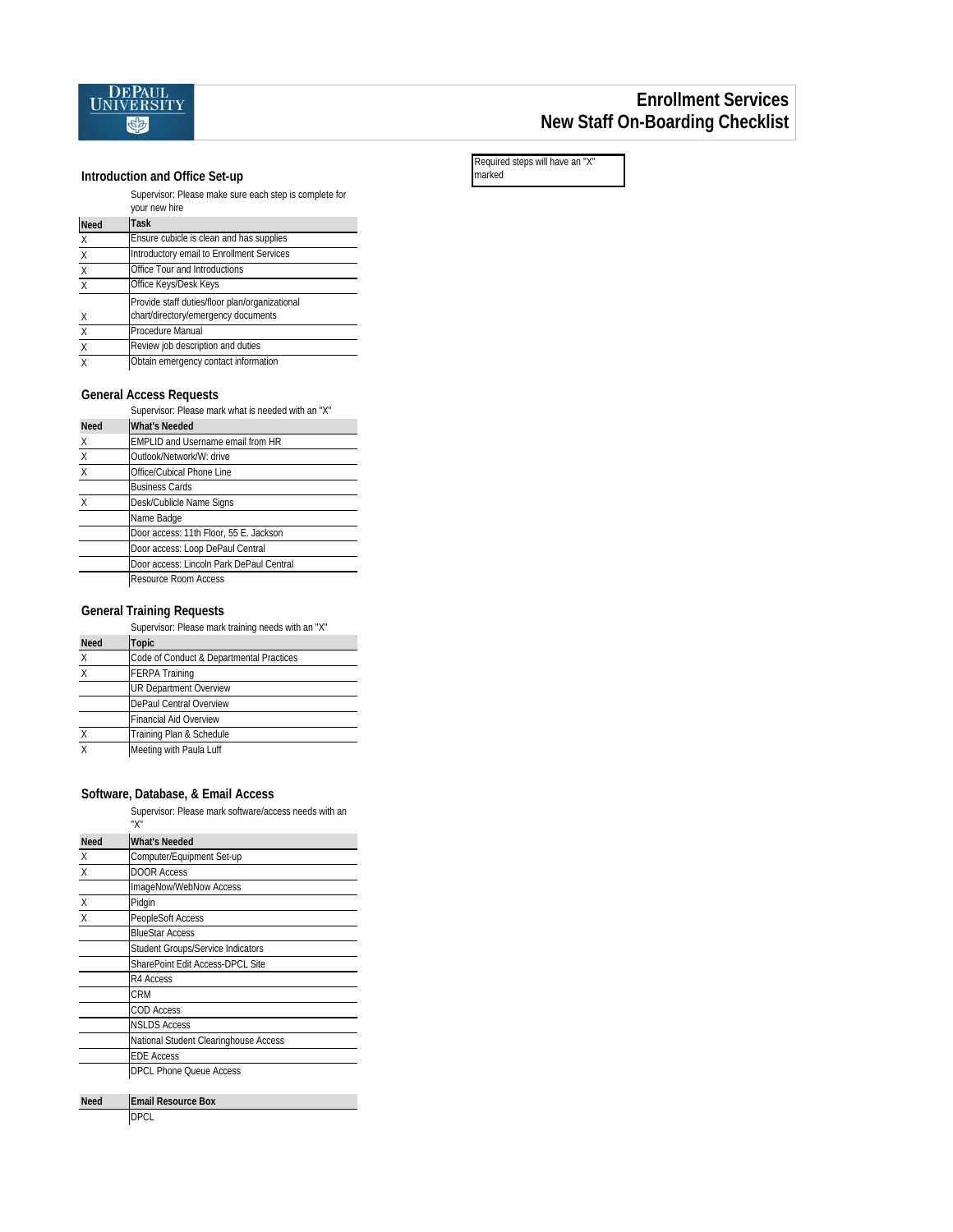DEPAUL UNIVERSITY

# Enrollment Services
# New Staff On-Boarding Checklist

Required steps will have an "X" marked

## Introduction and Office Set-up

Supervisor: Please make sure each step is complete for your new hire

| Need | Task |
|---|---|
| X | Ensure cubicle is clean and has supplies |
| X | Introductory email to Enrollment Services |
| X | Office Tour and Introductions |
| X | Office Keys/Desk Keys |
| X | Provide staff duties/floor plan/organizational chart/directory/emergency documents |
| X | Procedure Manual |
| X | Review job description and duties |
| X | Obtain emergency contact information |

## General Access Requests

Supervisor: Please mark what is needed with an "X"

| Need | What's Needed |
|---|---|
| X | EMPLID and Username email from HR |
| X | Outlook/Network/W: drive |
| X | Office/Cubical Phone Line |
| | Business Cards |
| X | Desk/Cublicle Name Signs |
| | Name Badge |
| | Door access: 11th Floor, 55 E. Jackson |
| | Door access: Loop DePaul Central |
| | Door access: Lincoln Park DePaul Central |
| | Resource Room Access |

## General Training Requests

Supervisor: Please mark training needs with an "X"

| Need | Topic |
|---|---|
| X | Code of Conduct & Departmental Practices |
| X | FERPA Training |
| | UR Department Overview |
| | DePaul Central Overview |
| | Financial Aid Overview |
| X | Training Plan & Schedule |
| X | Meeting with Paula Luff |

## Software, Database, & Email Access

Supervisor: Please mark software/access needs with an "X"

| Need | What's Needed |
|---|---|
| X | Computer/Equipment Set-up |
| X | DOOR Access |
| | ImageNow/WebNow Access |
| X | Pidgin |
| X | PeopleSoft Access |
| | BlueStar Access |
| | Student Groups/Service Indicators |
| | SharePoint Edit Access-DPCL Site |
| | R4 Access |
| | CRM |
| | COD Access |
| | NSLDS Access |
| | National Student Clearinghouse Access |
| | EDE Access |
| | DPCL Phone Queue Access |

| Need | Email Resource Box |
|---|---|
| | DPCL |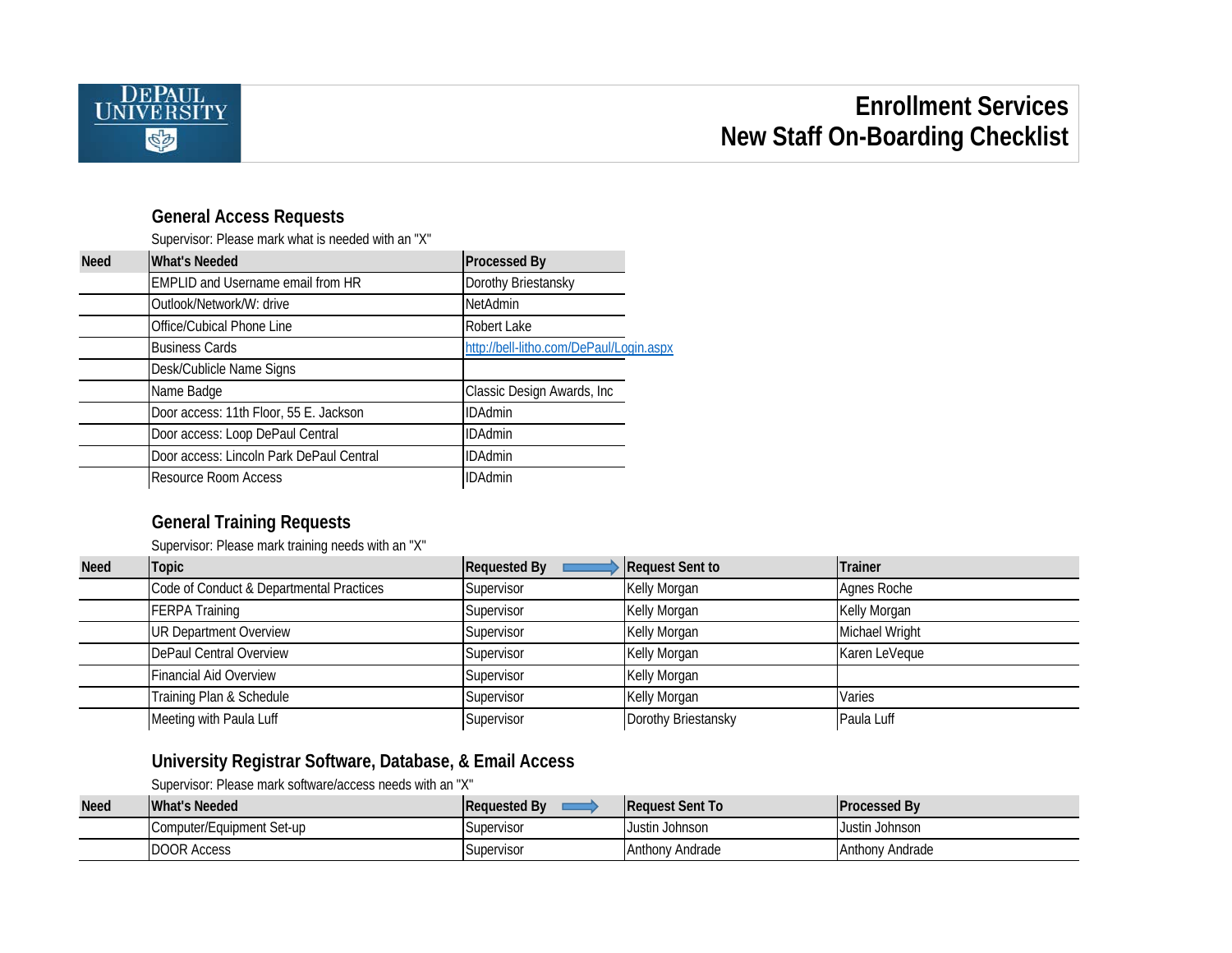# Enrollment Services
# New Staff On-Boarding Checklist

## General Access Requests

Supervisor: Please mark what is needed with an "X"

| Need | What's Needed | Processed By |
|---|---|---|
| | EMPLID and Username email from HR | Dorothy Briestansky |
| | Outlook/Network/W: drive | NetAdmin |
| | Office/Cubical Phone Line | Robert Lake |
| | Business Cards | http://bell-litho.com/DePaul/Login.aspx |
| | Desk/Cublicle Name Signs | |
| | Name Badge | Classic Design Awards, Inc |
| | Door access: 11th Floor, 55 E. Jackson | IDAdmin |
| | Door access: Loop DePaul Central | IDAdmin |
| | Door access: Lincoln Park DePaul Central | IDAdmin |
| | Resource Room Access | IDAdmin |

## General Training Requests

Supervisor: Please mark training needs with an "X"

| Need | Topic | Requested By → | Request Sent to | Trainer |
|---|---|---|---|---|
| | Code of Conduct & Departmental Practices | Supervisor | Kelly Morgan | Agnes Roche |
| | FERPA Training | Supervisor | Kelly Morgan | Kelly Morgan |
| | UR Department Overview | Supervisor | Kelly Morgan | Michael Wright |
| | DePaul Central Overview | Supervisor | Kelly Morgan | Karen LeVeque |
| | Financial Aid Overview | Supervisor | Kelly Morgan | |
| | Training Plan & Schedule | Supervisor | Kelly Morgan | Varies |
| | Meeting with Paula Luff | Supervisor | Dorothy Briestansky | Paula Luff |

## University Registrar Software, Database, & Email Access

Supervisor: Please mark software/access needs with an "X"

| Need | What's Needed | Requested By → | Request Sent To | Processed By |
|---|---|---|---|---|
| | Computer/Equipment Set-up | Supervisor | Justin Johnson | Justin Johnson |
| | DOOR Access | Supervisor | Anthony Andrade | Anthony Andrade |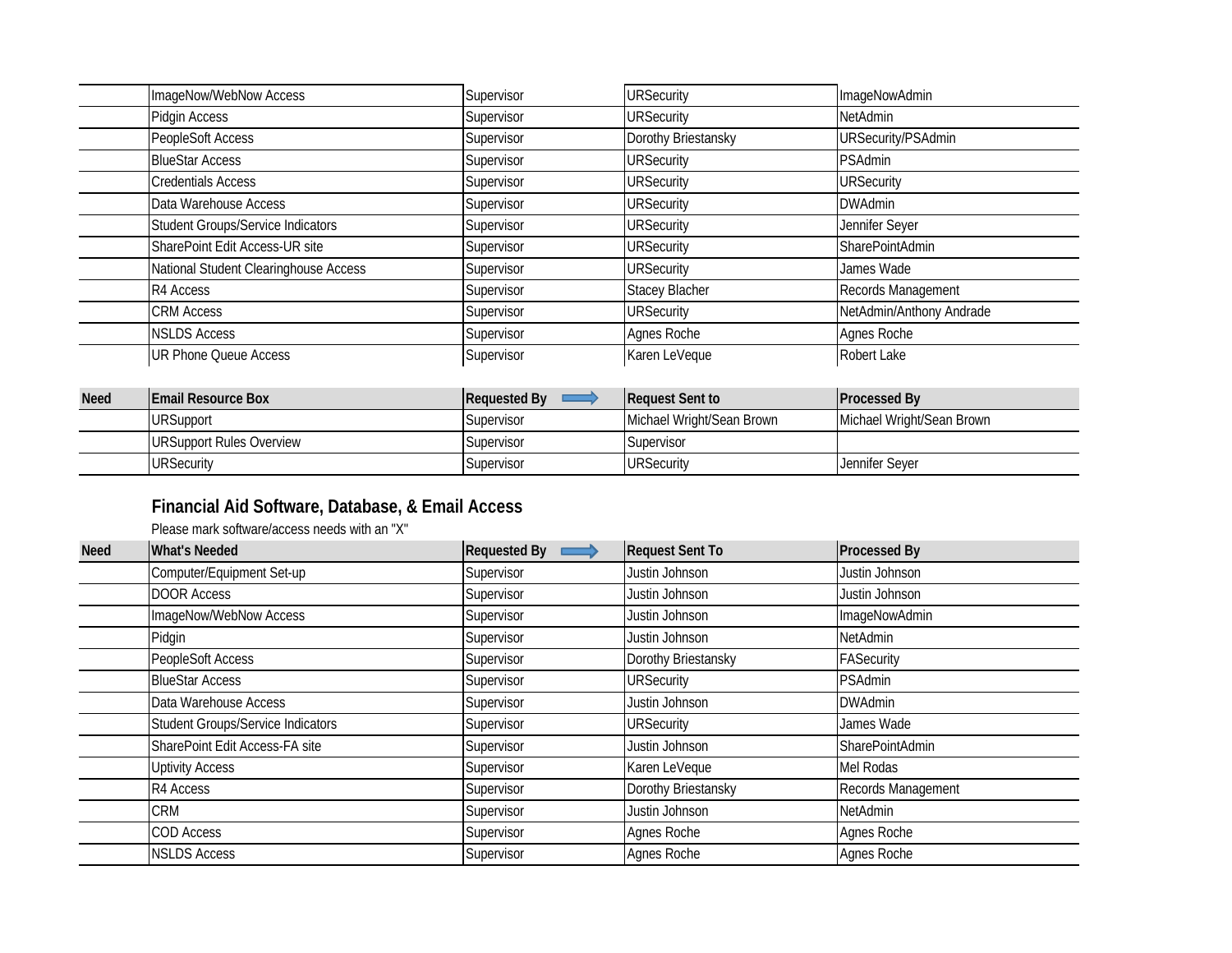| | | | | |
|---|---|---|---|---|
| | ImageNow/WebNow Access | Supervisor | URSecurity | ImageNowAdmin |
| | Pidgin Access | Supervisor | URSecurity | NetAdmin |
| | PeopleSoft Access | Supervisor | Dorothy Briestansky | URSecurity/PSAdmin |
| | BlueStar Access | Supervisor | URSecurity | PSAdmin |
| | Credentials Access | Supervisor | URSecurity | URSecurity |
| | Data Warehouse Access | Supervisor | URSecurity | DWAdmin |
| | Student Groups/Service Indicators | Supervisor | URSecurity | Jennifer Seyer |
| | SharePoint Edit Access-UR site | Supervisor | URSecurity | SharePointAdmin |
| | National Student Clearinghouse Access | Supervisor | URSecurity | James Wade |
| | R4 Access | Supervisor | Stacey Blacher | Records Management |
| | CRM Access | Supervisor | URSecurity | NetAdmin/Anthony Andrade |
| | NSLDS Access | Supervisor | Agnes Roche | Agnes Roche |
| | UR Phone Queue Access | Supervisor | Karen LeVeque | Robert Lake |

| Need | Email Resource Box | Requested By ⟹ | Request Sent to | Processed By |
|---|---|---|---|---|
| | URSupport | Supervisor | Michael Wright/Sean Brown | Michael Wright/Sean Brown |
| | URSupport Rules Overview | Supervisor | Supervisor | |
| | URSecurity | Supervisor | URSecurity | Jennifer Seyer |

## Financial Aid Software, Database, & Email Access

Please mark software/access needs with an "X"

| Need | What's Needed | Requested By ⟹ | Request Sent To | Processed By |
|---|---|---|---|---|
| | Computer/Equipment Set-up | Supervisor | Justin Johnson | Justin Johnson |
| | DOOR Access | Supervisor | Justin Johnson | Justin Johnson |
| | ImageNow/WebNow Access | Supervisor | Justin Johnson | ImageNowAdmin |
| | Pidgin | Supervisor | Justin Johnson | NetAdmin |
| | PeopleSoft Access | Supervisor | Dorothy Briestansky | FASecurity |
| | BlueStar Access | Supervisor | URSecurity | PSAdmin |
| | Data Warehouse Access | Supervisor | Justin Johnson | DWAdmin |
| | Student Groups/Service Indicators | Supervisor | URSecurity | James Wade |
| | SharePoint Edit Access-FA site | Supervisor | Justin Johnson | SharePointAdmin |
| | Uptivity Access | Supervisor | Karen LeVeque | Mel Rodas |
| | R4 Access | Supervisor | Dorothy Briestansky | Records Management |
| | CRM | Supervisor | Justin Johnson | NetAdmin |
| | COD Access | Supervisor | Agnes Roche | Agnes Roche |
| | NSLDS Access | Supervisor | Agnes Roche | Agnes Roche |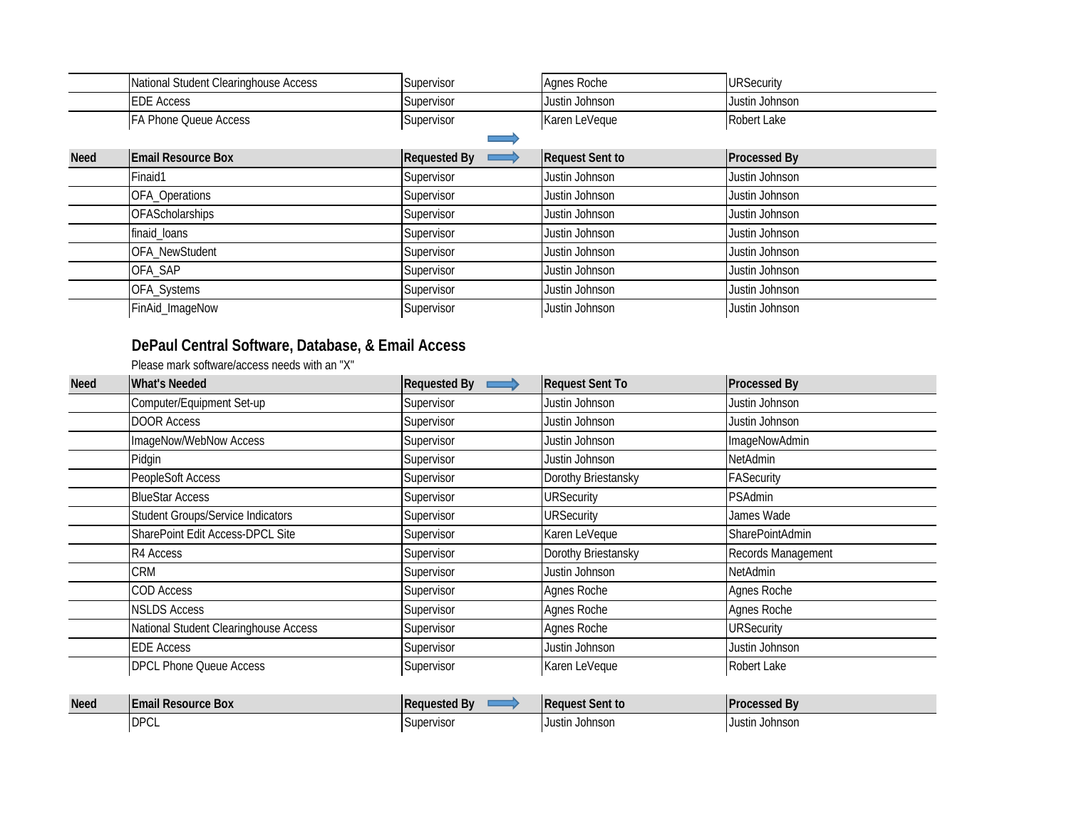| Need | What's Needed | Requested By | Request Sent To | Processed By |
|---|---|---|---|---|
| | National Student Clearinghouse Access | Supervisor | Agnes Roche | URSecurity |
| | EDE Access | Supervisor | Justin Johnson | Justin Johnson |
| | FA Phone Queue Access | Supervisor | Karen LeVeque | Robert Lake |

| Need | Email Resource Box | Requested By | Request Sent to | Processed By |
|---|---|---|---|---|
| | Finaid1 | Supervisor | Justin Johnson | Justin Johnson |
| | OFA_Operations | Supervisor | Justin Johnson | Justin Johnson |
| | OFAScholarships | Supervisor | Justin Johnson | Justin Johnson |
| | finaid_loans | Supervisor | Justin Johnson | Justin Johnson |
| | OFA_NewStudent | Supervisor | Justin Johnson | Justin Johnson |
| | OFA_SAP | Supervisor | Justin Johnson | Justin Johnson |
| | OFA_Systems | Supervisor | Justin Johnson | Justin Johnson |
| | FinAid_ImageNow | Supervisor | Justin Johnson | Justin Johnson |

## DePaul Central Software, Database, & Email Access

Please mark software/access needs with an "X"

| Need | What's Needed | Requested By | Request Sent To | Processed By |
|---|---|---|---|---|
| | Computer/Equipment Set-up | Supervisor | Justin Johnson | Justin Johnson |
| | DOOR Access | Supervisor | Justin Johnson | Justin Johnson |
| | ImageNow/WebNow Access | Supervisor | Justin Johnson | ImageNowAdmin |
| | Pidgin | Supervisor | Justin Johnson | NetAdmin |
| | PeopleSoft Access | Supervisor | Dorothy Briestansky | FASecurity |
| | BlueStar Access | Supervisor | URSecurity | PSAdmin |
| | Student Groups/Service Indicators | Supervisor | URSecurity | James Wade |
| | SharePoint Edit Access-DPCL Site | Supervisor | Karen LeVeque | SharePointAdmin |
| | R4 Access | Supervisor | Dorothy Briestansky | Records Management |
| | CRM | Supervisor | Justin Johnson | NetAdmin |
| | COD Access | Supervisor | Agnes Roche | Agnes Roche |
| | NSLDS Access | Supervisor | Agnes Roche | Agnes Roche |
| | National Student Clearinghouse Access | Supervisor | Agnes Roche | URSecurity |
| | EDE Access | Supervisor | Justin Johnson | Justin Johnson |
| | DPCL Phone Queue Access | Supervisor | Karen LeVeque | Robert Lake |

| Need | Email Resource Box | Requested By | Request Sent to | Processed By |
|---|---|---|---|---|
| | DPCL | Supervisor | Justin Johnson | Justin Johnson |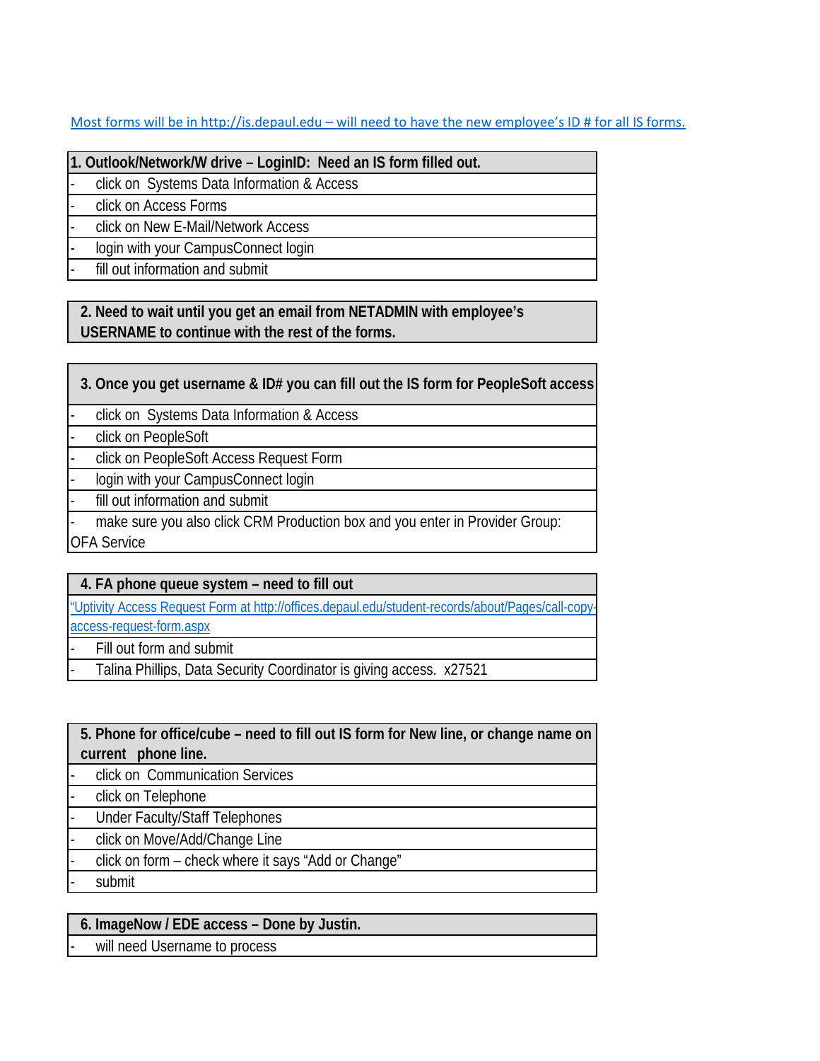Most forms will be in http://is.depaul.edu – will need to have the new employee's ID # for all IS forms.

| 1. Outlook/Network/W drive – LoginID: Need an IS form filled out. |
|---|
| - click on Systems Data Information & Access |
| - click on Access Forms |
| - click on New E-Mail/Network Access |
| - login with your CampusConnect login |
| - fill out information and submit |

| 2. Need to wait until you get an email from NETADMIN with employee's USERNAME to continue with the rest of the forms. |
|---|

| 3. Once you get username & ID# you can fill out the IS form for PeopleSoft access |
|---|
| - click on Systems Data Information & Access |
| - click on PeopleSoft |
| - click on PeopleSoft Access Request Form |
| - login with your CampusConnect login |
| - fill out information and submit |
| - make sure you also click CRM Production box and you enter in Provider Group: OFA Service |

| 4. FA phone queue system – need to fill out |
|---|
| "Uptivity Access Request Form at http://offices.depaul.edu/student-records/about/Pages/call-copy-access-request-form.aspx |
| - Fill out form and submit |
| - Talina Phillips, Data Security Coordinator is giving access. x27521 |

| 5. Phone for office/cube – need to fill out IS form for New line, or change name on current phone line. |
|---|
| - click on Communication Services |
| - click on Telephone |
| - Under Faculty/Staff Telephones |
| - click on Move/Add/Change Line |
| - click on form – check where it says "Add or Change" |
| - submit |

| 6. ImageNow / EDE access – Done by Justin. |
|---|
| - will need Username to process |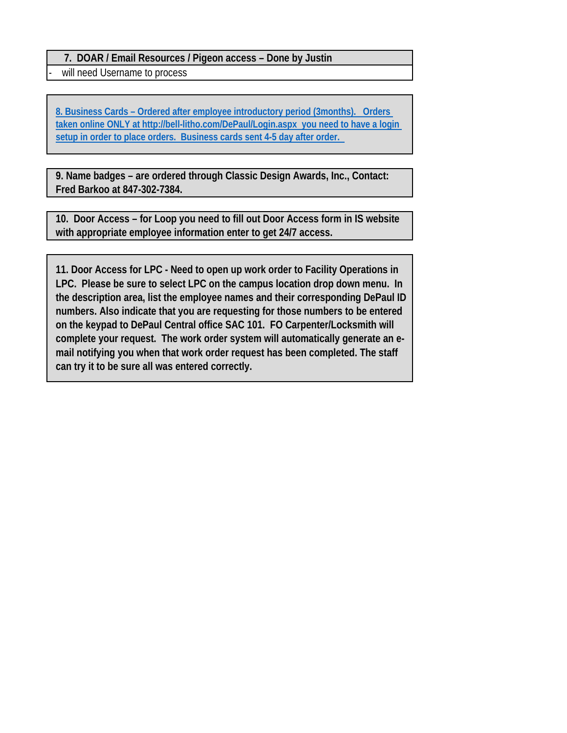**7. DOAR / Email Resources / Pigeon access – Done by Justin**

- will need Username to process

**8. Business Cards – Ordered after employee introductory period (3months). Orders taken online ONLY at http://bell-litho.com/DePaul/Login.aspx you need to have a login setup in order to place orders. Business cards sent 4-5 day after order.**

**9. Name badges – are ordered through Classic Design Awards, Inc., Contact: Fred Barkoo at 847-302-7384.**

**10. Door Access – for Loop you need to fill out Door Access form in IS website with appropriate employee information enter to get 24/7 access.**

**11. Door Access for LPC - Need to open up work order to Facility Operations in LPC. Please be sure to select LPC on the campus location drop down menu. In the description area, list the employee names and their corresponding DePaul ID numbers. Also indicate that you are requesting for those numbers to be entered on the keypad to DePaul Central office SAC 101. FO Carpenter/Locksmith will complete your request. The work order system will automatically generate an e-mail notifying you when that work order request has been completed. The staff can try it to be sure all was entered correctly.**